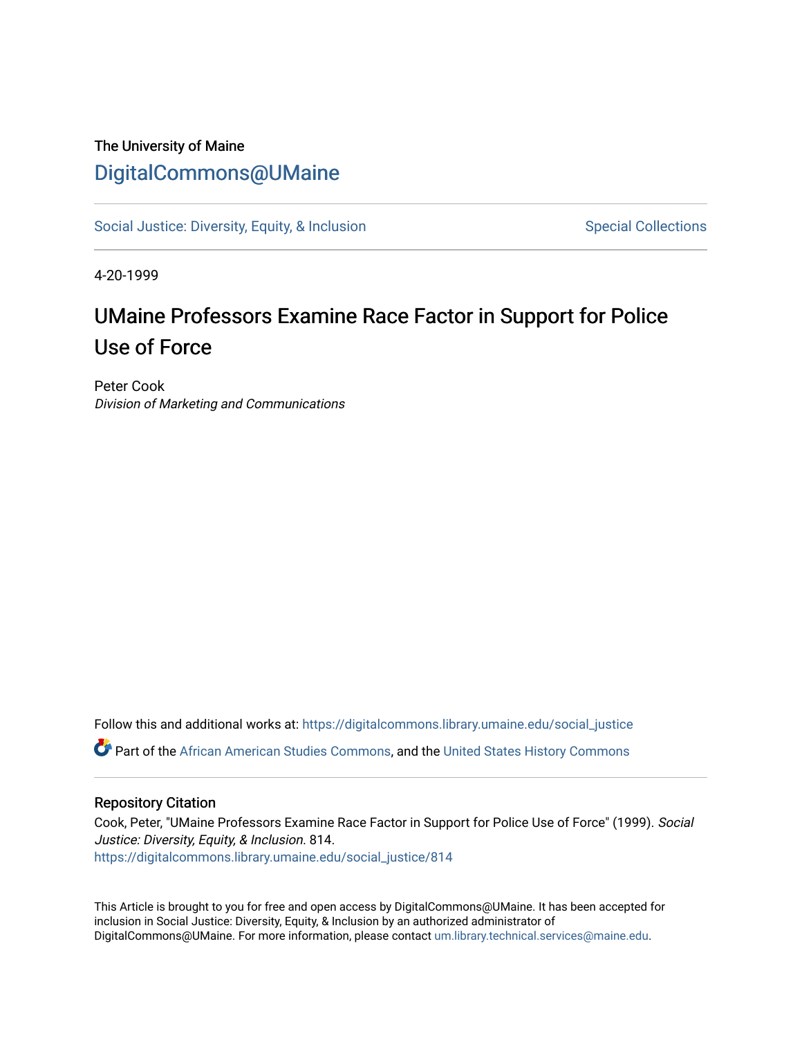The University of Maine

# DigitalCommons@UMaine

Social Justice: Diversity, Equity, & Inclusion — Special Collections

4-20-1999

## UMaine Professors Examine Race Factor in Support for Police Use of Force

Peter Cook

*Division of Marketing and Communications*

Follow this and additional works at: https://digitalcommons.library.umaine.edu/social_justice

Part of the African American Studies Commons, and the United States History Commons

### Repository Citation

Cook, Peter, "UMaine Professors Examine Race Factor in Support for Police Use of Force" (1999). *Social Justice: Diversity, Equity, & Inclusion*. 814.
https://digitalcommons.library.umaine.edu/social_justice/814

This Article is brought to you for free and open access by DigitalCommons@UMaine. It has been accepted for inclusion in Social Justice: Diversity, Equity, & Inclusion by an authorized administrator of DigitalCommons@UMaine. For more information, please contact um.library.technical.services@maine.edu.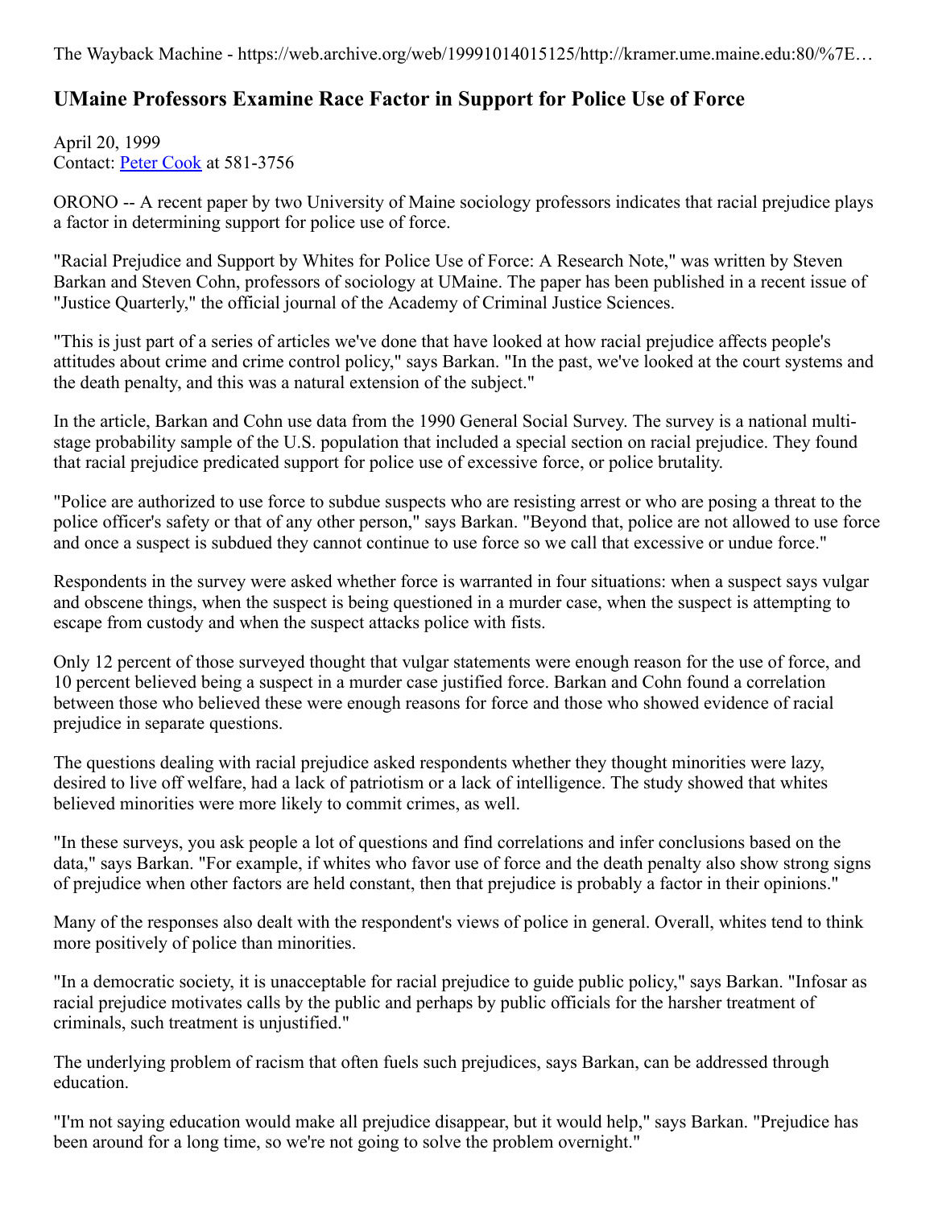The Wayback Machine - https://web.archive.org/web/19991014015125/http://kramer.ume.maine.edu:80/%7E…

## UMaine Professors Examine Race Factor in Support for Police Use of Force

April 20, 1999
Contact: [Peter Cook](#) at 581-3756

ORONO -- A recent paper by two University of Maine sociology professors indicates that racial prejudice plays a factor in determining support for police use of force.

"Racial Prejudice and Support by Whites for Police Use of Force: A Research Note," was written by Steven Barkan and Steven Cohn, professors of sociology at UMaine. The paper has been published in a recent issue of "Justice Quarterly," the official journal of the Academy of Criminal Justice Sciences.

"This is just part of a series of articles we've done that have looked at how racial prejudice affects people's attitudes about crime and crime control policy," says Barkan. "In the past, we've looked at the court systems and the death penalty, and this was a natural extension of the subject."

In the article, Barkan and Cohn use data from the 1990 General Social Survey. The survey is a national multi-stage probability sample of the U.S. population that included a special section on racial prejudice. They found that racial prejudice predicated support for police use of excessive force, or police brutality.

"Police are authorized to use force to subdue suspects who are resisting arrest or who are posing a threat to the police officer's safety or that of any other person," says Barkan. "Beyond that, police are not allowed to use force and once a suspect is subdued they cannot continue to use force so we call that excessive or undue force."

Respondents in the survey were asked whether force is warranted in four situations: when a suspect says vulgar and obscene things, when the suspect is being questioned in a murder case, when the suspect is attempting to escape from custody and when the suspect attacks police with fists.

Only 12 percent of those surveyed thought that vulgar statements were enough reason for the use of force, and 10 percent believed being a suspect in a murder case justified force. Barkan and Cohn found a correlation between those who believed these were enough reasons for force and those who showed evidence of racial prejudice in separate questions.

The questions dealing with racial prejudice asked respondents whether they thought minorities were lazy, desired to live off welfare, had a lack of patriotism or a lack of intelligence. The study showed that whites believed minorities were more likely to commit crimes, as well.

"In these surveys, you ask people a lot of questions and find correlations and infer conclusions based on the data," says Barkan. "For example, if whites who favor use of force and the death penalty also show strong signs of prejudice when other factors are held constant, then that prejudice is probably a factor in their opinions."

Many of the responses also dealt with the respondent's views of police in general. Overall, whites tend to think more positively of police than minorities.

"In a democratic society, it is unacceptable for racial prejudice to guide public policy," says Barkan. "Infosar as racial prejudice motivates calls by the public and perhaps by public officials for the harsher treatment of criminals, such treatment is unjustified."

The underlying problem of racism that often fuels such prejudices, says Barkan, can be addressed through education.

"I'm not saying education would make all prejudice disappear, but it would help," says Barkan. "Prejudice has been around for a long time, so we're not going to solve the problem overnight."